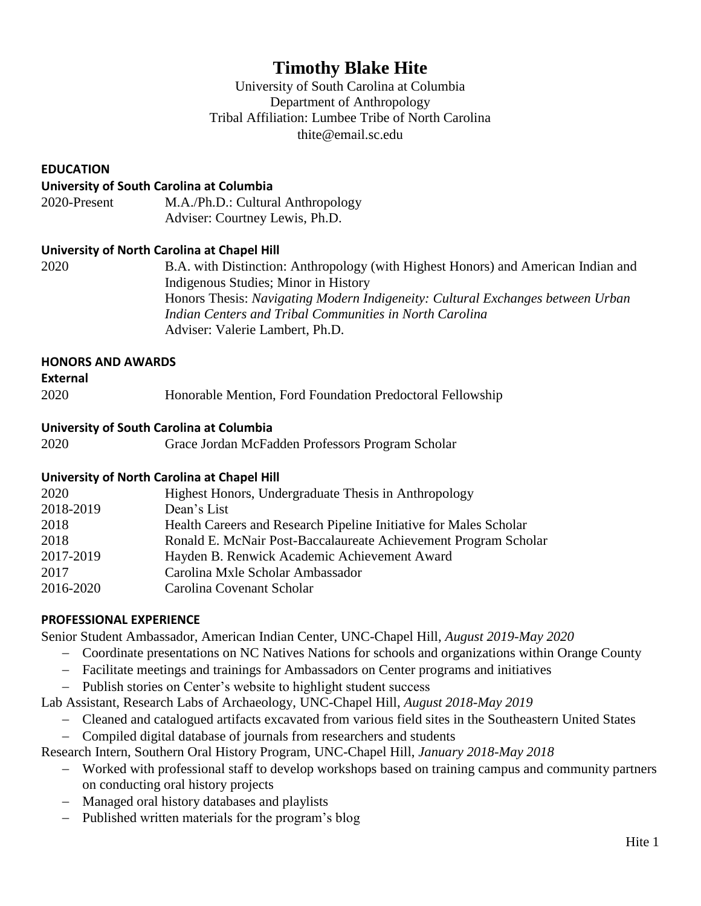# Timothy Blake Hite

University of South Carolina at Columbia
Department of Anthropology
Tribal Affiliation: Lumbee Tribe of North Carolina
thite@email.sc.edu

## EDUCATION

### University of South Carolina at Columbia

2020-Present M.A./Ph.D.: Cultural Anthropology
Adviser: Courtney Lewis, Ph.D.

### University of North Carolina at Chapel Hill

2020 B.A. with Distinction: Anthropology (with Highest Honors) and American Indian and Indigenous Studies; Minor in History
Honors Thesis: *Navigating Modern Indigeneity: Cultural Exchanges between Urban Indian Centers and Tribal Communities in North Carolina*
Adviser: Valerie Lambert, Ph.D.

## HONORS AND AWARDS

### External

2020 Honorable Mention, Ford Foundation Predoctoral Fellowship

### University of South Carolina at Columbia

2020 Grace Jordan McFadden Professors Program Scholar

### University of North Carolina at Chapel Hill

2020 Highest Honors, Undergraduate Thesis in Anthropology
2018-2019 Dean's List
2018 Health Careers and Research Pipeline Initiative for Males Scholar
2018 Ronald E. McNair Post-Baccalaureate Achievement Program Scholar
2017-2019 Hayden B. Renwick Academic Achievement Award
2017 Carolina Mxle Scholar Ambassador
2016-2020 Carolina Covenant Scholar

## PROFESSIONAL EXPERIENCE

Senior Student Ambassador, American Indian Center, UNC-Chapel Hill, *August 2019-May 2020*

- Coordinate presentations on NC Natives Nations for schools and organizations within Orange County
- Facilitate meetings and trainings for Ambassadors on Center programs and initiatives
- Publish stories on Center's website to highlight student success

Lab Assistant, Research Labs of Archaeology, UNC-Chapel Hill, *August 2018-May 2019*

- Cleaned and catalogued artifacts excavated from various field sites in the Southeastern United States
- Compiled digital database of journals from researchers and students

Research Intern, Southern Oral History Program, UNC-Chapel Hill, *January 2018-May 2018*

- Worked with professional staff to develop workshops based on training campus and community partners on conducting oral history projects
- Managed oral history databases and playlists
- Published written materials for the program's blog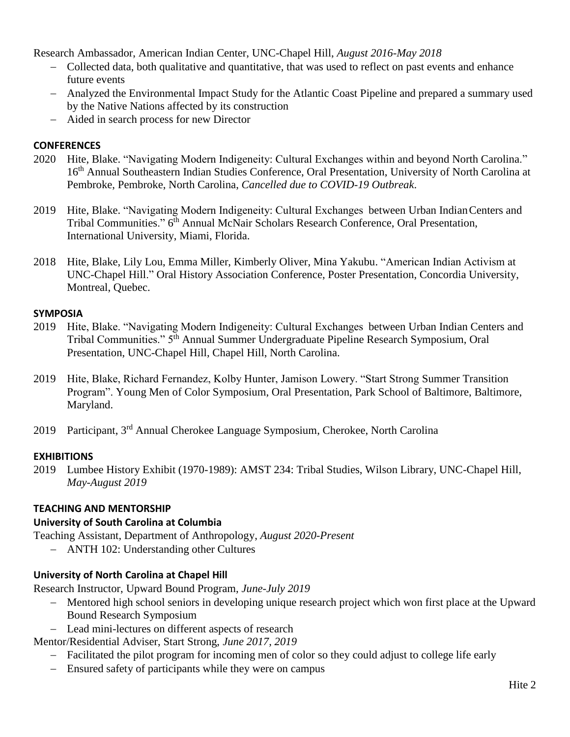Research Ambassador, American Indian Center, UNC-Chapel Hill, *August 2016-May 2018*

- Collected data, both qualitative and quantitative, that was used to reflect on past events and enhance future events
- Analyzed the Environmental Impact Study for the Atlantic Coast Pipeline and prepared a summary used by the Native Nations affected by its construction
- Aided in search process for new Director

## CONFERENCES

2020 Hite, Blake. "Navigating Modern Indigeneity: Cultural Exchanges within and beyond North Carolina." 16th Annual Southeastern Indian Studies Conference, Oral Presentation, University of North Carolina at Pembroke, Pembroke, North Carolina, *Cancelled due to COVID-19 Outbreak.*

2019 Hite, Blake. "Navigating Modern Indigeneity: Cultural Exchanges between Urban Indian Centers and Tribal Communities." 6th Annual McNair Scholars Research Conference, Oral Presentation, International University, Miami, Florida.

2018 Hite, Blake, Lily Lou, Emma Miller, Kimberly Oliver, Mina Yakubu. "American Indian Activism at UNC-Chapel Hill." Oral History Association Conference, Poster Presentation, Concordia University, Montreal, Quebec.

## SYMPOSIA

2019 Hite, Blake. "Navigating Modern Indigeneity: Cultural Exchanges between Urban Indian Centers and Tribal Communities." 5th Annual Summer Undergraduate Pipeline Research Symposium, Oral Presentation, UNC-Chapel Hill, Chapel Hill, North Carolina.

2019 Hite, Blake, Richard Fernandez, Kolby Hunter, Jamison Lowery. "Start Strong Summer Transition Program". Young Men of Color Symposium, Oral Presentation, Park School of Baltimore, Baltimore, Maryland.

2019 Participant, 3rd Annual Cherokee Language Symposium, Cherokee, North Carolina

## EXHIBITIONS

2019 Lumbee History Exhibit (1970-1989): AMST 234: Tribal Studies, Wilson Library, UNC-Chapel Hill, *May-August 2019*

## TEACHING AND MENTORSHIP

### University of South Carolina at Columbia

Teaching Assistant, Department of Anthropology, *August 2020-Present*

- ANTH 102: Understanding other Cultures

### University of North Carolina at Chapel Hill

Research Instructor, Upward Bound Program, *June-July 2019*

- Mentored high school seniors in developing unique research project which won first place at the Upward Bound Research Symposium
- Lead mini-lectures on different aspects of research

Mentor/Residential Adviser, Start Strong, *June 2017, 2019*

- Facilitated the pilot program for incoming men of color so they could adjust to college life early
- Ensured safety of participants while they were on campus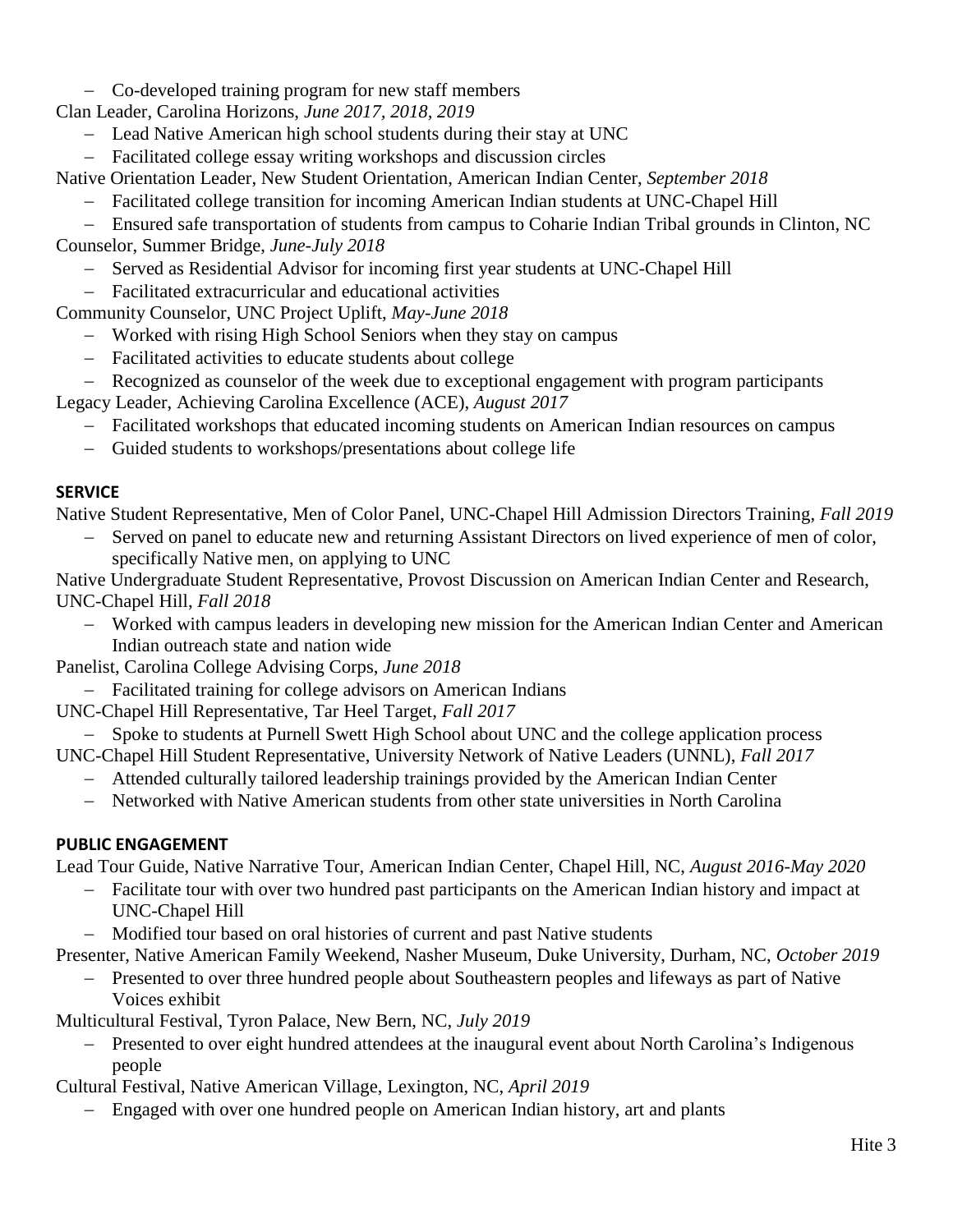- Co-developed training program for new staff members

Clan Leader, Carolina Horizons, *June 2017, 2018, 2019*

- Lead Native American high school students during their stay at UNC
- Facilitated college essay writing workshops and discussion circles

Native Orientation Leader, New Student Orientation, American Indian Center, *September 2018*

- Facilitated college transition for incoming American Indian students at UNC-Chapel Hill
- Ensured safe transportation of students from campus to Coharie Indian Tribal grounds in Clinton, NC

Counselor, Summer Bridge, *June-July 2018*

- Served as Residential Advisor for incoming first year students at UNC-Chapel Hill
- Facilitated extracurricular and educational activities

Community Counselor, UNC Project Uplift, *May-June 2018*

- Worked with rising High School Seniors when they stay on campus
- Facilitated activities to educate students about college
- Recognized as counselor of the week due to exceptional engagement with program participants

Legacy Leader, Achieving Carolina Excellence (ACE), *August 2017*

- Facilitated workshops that educated incoming students on American Indian resources on campus
- Guided students to workshops/presentations about college life

**SERVICE**

Native Student Representative, Men of Color Panel, UNC-Chapel Hill Admission Directors Training, *Fall 2019*

- Served on panel to educate new and returning Assistant Directors on lived experience of men of color, specifically Native men, on applying to UNC

Native Undergraduate Student Representative, Provost Discussion on American Indian Center and Research, UNC-Chapel Hill, *Fall 2018*

- Worked with campus leaders in developing new mission for the American Indian Center and American Indian outreach state and nation wide

Panelist, Carolina College Advising Corps, *June 2018*

- Facilitated training for college advisors on American Indians

UNC-Chapel Hill Representative, Tar Heel Target, *Fall 2017*

- Spoke to students at Purnell Swett High School about UNC and the college application process

UNC-Chapel Hill Student Representative, University Network of Native Leaders (UNNL), *Fall 2017*

- Attended culturally tailored leadership trainings provided by the American Indian Center
- Networked with Native American students from other state universities in North Carolina

**PUBLIC ENGAGEMENT**

Lead Tour Guide, Native Narrative Tour, American Indian Center, Chapel Hill, NC, *August 2016-May 2020*

- Facilitate tour with over two hundred past participants on the American Indian history and impact at UNC-Chapel Hill
- Modified tour based on oral histories of current and past Native students

Presenter, Native American Family Weekend, Nasher Museum, Duke University, Durham, NC, *October 2019*

- Presented to over three hundred people about Southeastern peoples and lifeways as part of Native Voices exhibit

Multicultural Festival, Tyron Palace, New Bern, NC, *July 2019*

- Presented to over eight hundred attendees at the inaugural event about North Carolina's Indigenous people

Cultural Festival, Native American Village, Lexington, NC, *April 2019*

- Engaged with over one hundred people on American Indian history, art and plants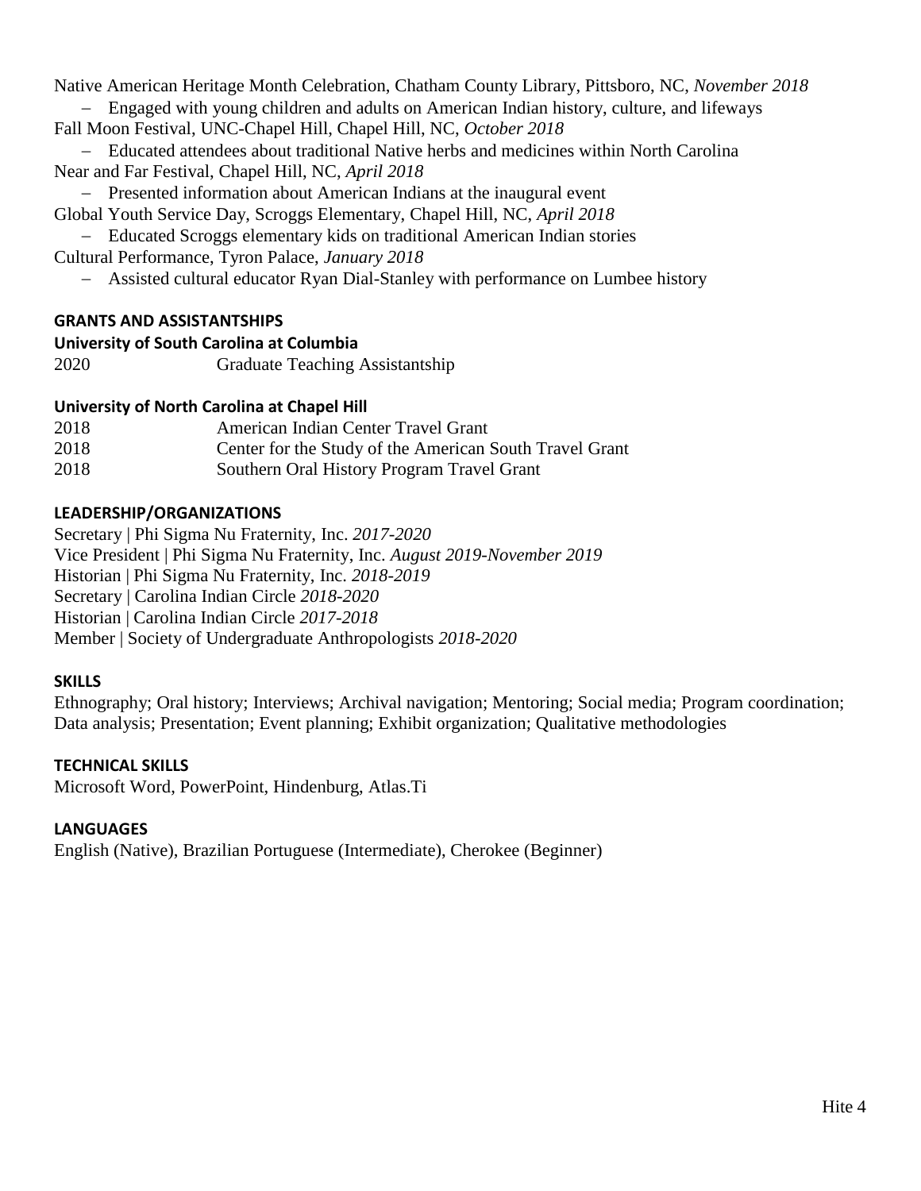Native American Heritage Month Celebration, Chatham County Library, Pittsboro, NC, *November 2018*

- Engaged with young children and adults on American Indian history, culture, and lifeways

Fall Moon Festival, UNC-Chapel Hill, Chapel Hill, NC, *October 2018*

- Educated attendees about traditional Native herbs and medicines within North Carolina

Near and Far Festival, Chapel Hill, NC, *April 2018*

- Presented information about American Indians at the inaugural event

Global Youth Service Day, Scroggs Elementary, Chapel Hill, NC, *April 2018*

- Educated Scroggs elementary kids on traditional American Indian stories

Cultural Performance, Tyron Palace, *January 2018*

- Assisted cultural educator Ryan Dial-Stanley with performance on Lumbee history

## GRANTS AND ASSISTANTSHIPS

### University of South Carolina at Columbia

| | |
|---|---|
| 2020 | Graduate Teaching Assistantship |

### University of North Carolina at Chapel Hill

| | |
|---|---|
| 2018 | American Indian Center Travel Grant |
| 2018 | Center for the Study of the American South Travel Grant |
| 2018 | Southern Oral History Program Travel Grant |

## LEADERSHIP/ORGANIZATIONS

Secretary | Phi Sigma Nu Fraternity, Inc. *2017-2020*
Vice President | Phi Sigma Nu Fraternity, Inc. *August 2019-November 2019*
Historian | Phi Sigma Nu Fraternity, Inc. *2018-2019*
Secretary | Carolina Indian Circle *2018-2020*
Historian | Carolina Indian Circle *2017-2018*
Member | Society of Undergraduate Anthropologists *2018-2020*

## SKILLS

Ethnography; Oral history; Interviews; Archival navigation; Mentoring; Social media; Program coordination; Data analysis; Presentation; Event planning; Exhibit organization; Qualitative methodologies

## TECHNICAL SKILLS

Microsoft Word, PowerPoint, Hindenburg, Atlas.Ti

## LANGUAGES

English (Native), Brazilian Portuguese (Intermediate), Cherokee (Beginner)